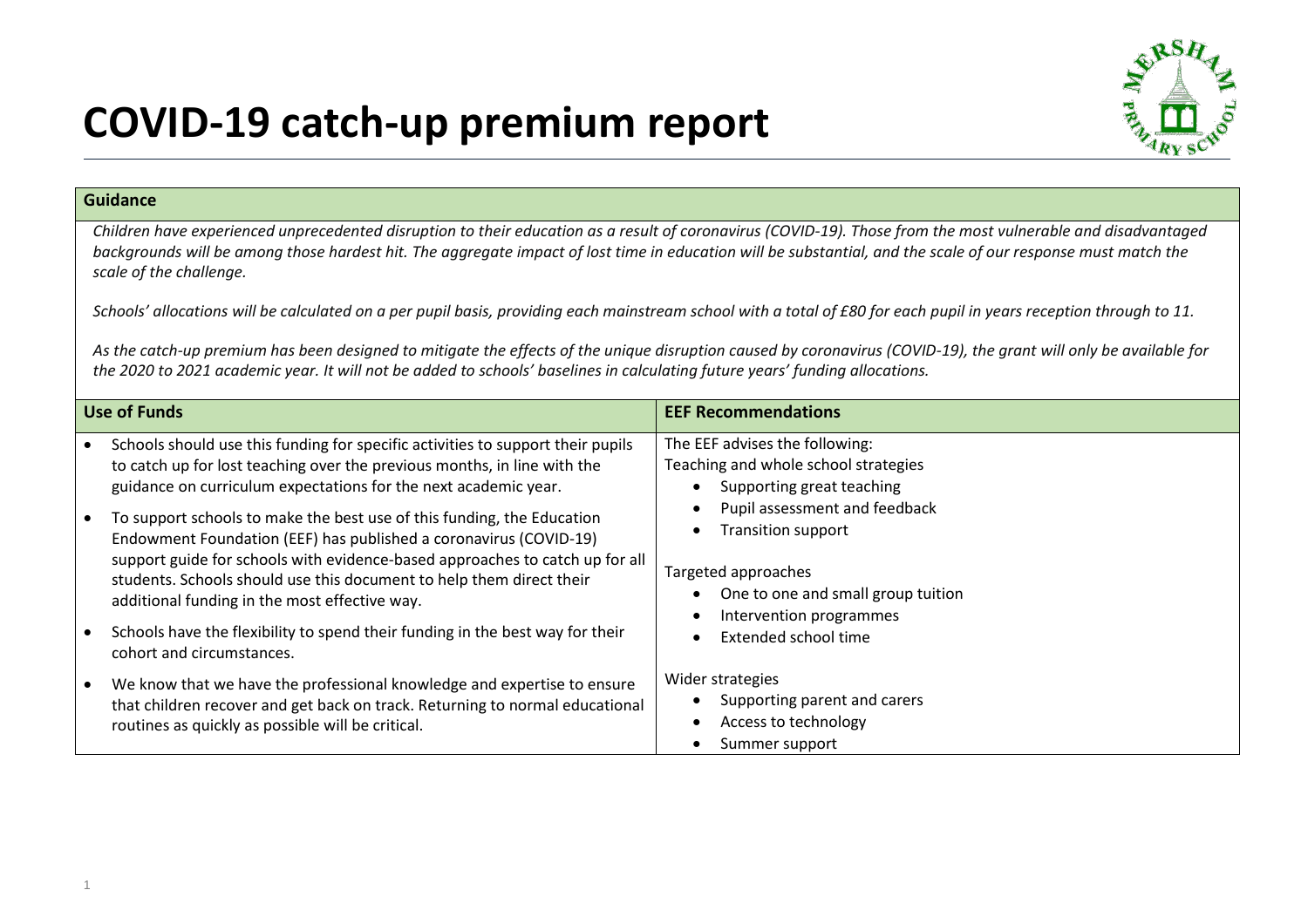# COVID-19 catch-up premium report

## Guidance

*Children have experienced unprecedented disruption to their education as a result of coronavirus (COVID-19). Those from the most vulnerable and disadvantaged backgrounds will be among those hardest hit. The aggregate impact of lost time in education will be substantial, and the scale of our response must match the scale of the challenge.*

*Schools' allocations will be calculated on a per pupil basis, providing each mainstream school with a total of £80 for each pupil in years reception through to 11.*

*As the catch-up premium has been designed to mitigate the effects of the unique disruption caused by coronavirus (COVID-19), the grant will only be available for the 2020 to 2021 academic year. It will not be added to schools' baselines in calculating future years' funding allocations.*

| Use of Funds | EEF Recommendations |
| --- | --- |
| • Schools should use this funding for specific activities to support their pupils to catch up for lost teaching over the previous months, in line with the guidance on curriculum expectations for the next academic year.<br>• To support schools to make the best use of this funding, the Education Endowment Foundation (EEF) has published a coronavirus (COVID-19) support guide for schools with evidence-based approaches to catch up for all students. Schools should use this document to help them direct their additional funding in the most effective way.<br>• Schools have the flexibility to spend their funding in the best way for their cohort and circumstances.<br>• We know that we have the professional knowledge and expertise to ensure that children recover and get back on track. Returning to normal educational routines as quickly as possible will be critical. | The EEF advises the following:<br>Teaching and whole school strategies<br>• Supporting great teaching<br>• Pupil assessment and feedback<br>• Transition support<br><br>Targeted approaches<br>• One to one and small group tuition<br>• Intervention programmes<br>• Extended school time<br><br>Wider strategies<br>• Supporting parent and carers<br>• Access to technology<br>• Summer support |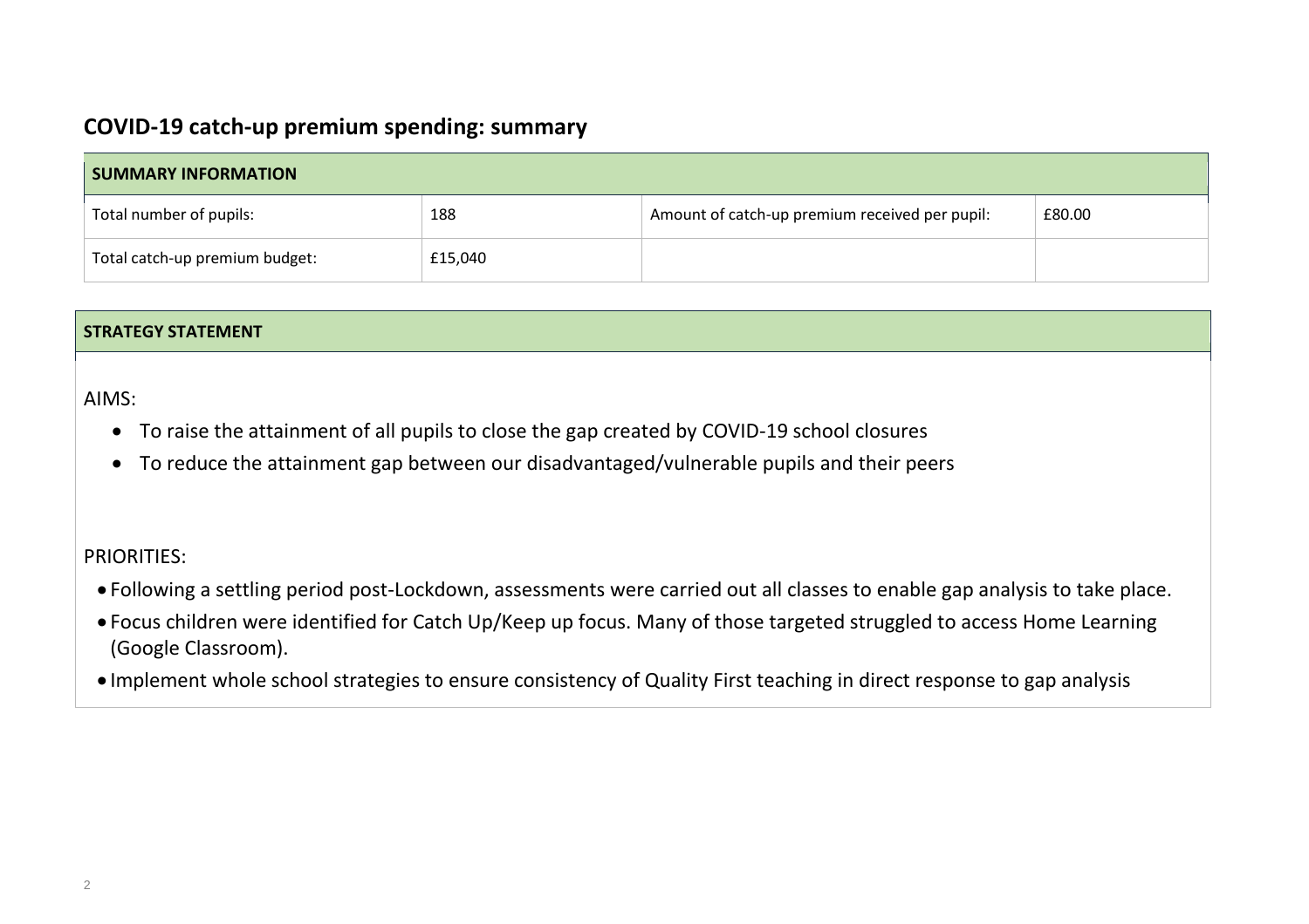## COVID-19 catch-up premium spending: summary

| SUMMARY INFORMATION | | | |
|---|---|---|---|
| Total number of pupils: | 188 | Amount of catch-up premium received per pupil: | £80.00 |
| Total catch-up premium budget: | £15,040 | | |

**STRATEGY STATEMENT**

AIMS:

- To raise the attainment of all pupils to close the gap created by COVID-19 school closures
- To reduce the attainment gap between our disadvantaged/vulnerable pupils and their peers

PRIORITIES:

- Following a settling period post-Lockdown, assessments were carried out all classes to enable gap analysis to take place.
- Focus children were identified for Catch Up/Keep up focus. Many of those targeted struggled to access Home Learning (Google Classroom).
- Implement whole school strategies to ensure consistency of Quality First teaching in direct response to gap analysis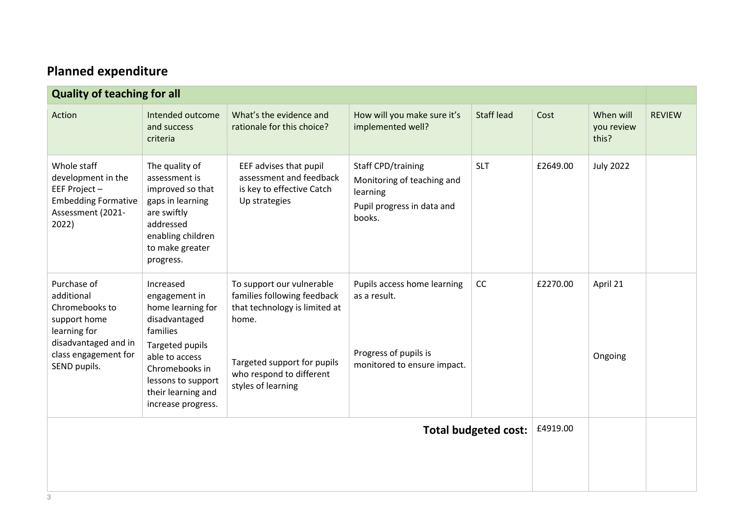## Planned expenditure

| Quality of teaching for all | | | | | | | |
|---|---|---|---|---|---|---|---|
| Action | Intended outcome and success criteria | What's the evidence and rationale for this choice? | How will you make sure it's implemented well? | Staff lead | Cost | When will you review this? | REVIEW |
| Whole staff development in the EEF Project – Embedding Formative Assessment (2021-2022) | The quality of assessment is improved so that gaps in learning are swiftly addressed enabling children to make greater progress. | EEF advises that pupil assessment and feedback is key to effective Catch Up strategies | Staff CPD/training<br>Monitoring of teaching and learning<br>Pupil progress in data and books. | SLT | £2649.00 | July 2022 | |
| Purchase of additional Chromebooks to support home learning for disadvantaged and in class engagement for SEND pupils. | Increased engagement in home learning for disadvantaged families<br>Targeted pupils able to access Chromebooks in lessons to support their learning and increase progress. | To support our vulnerable families following feedback that technology is limited at home.<br><br>Targeted support for pupils who respond to different styles of learning | Pupils access home learning as a result.<br><br>Progress of pupils is monitored to ensure impact. | CC | £2270.00 | April 21<br><br>Ongoing | |
| | | | | **Total budgeted cost:** | £4919.00 | | |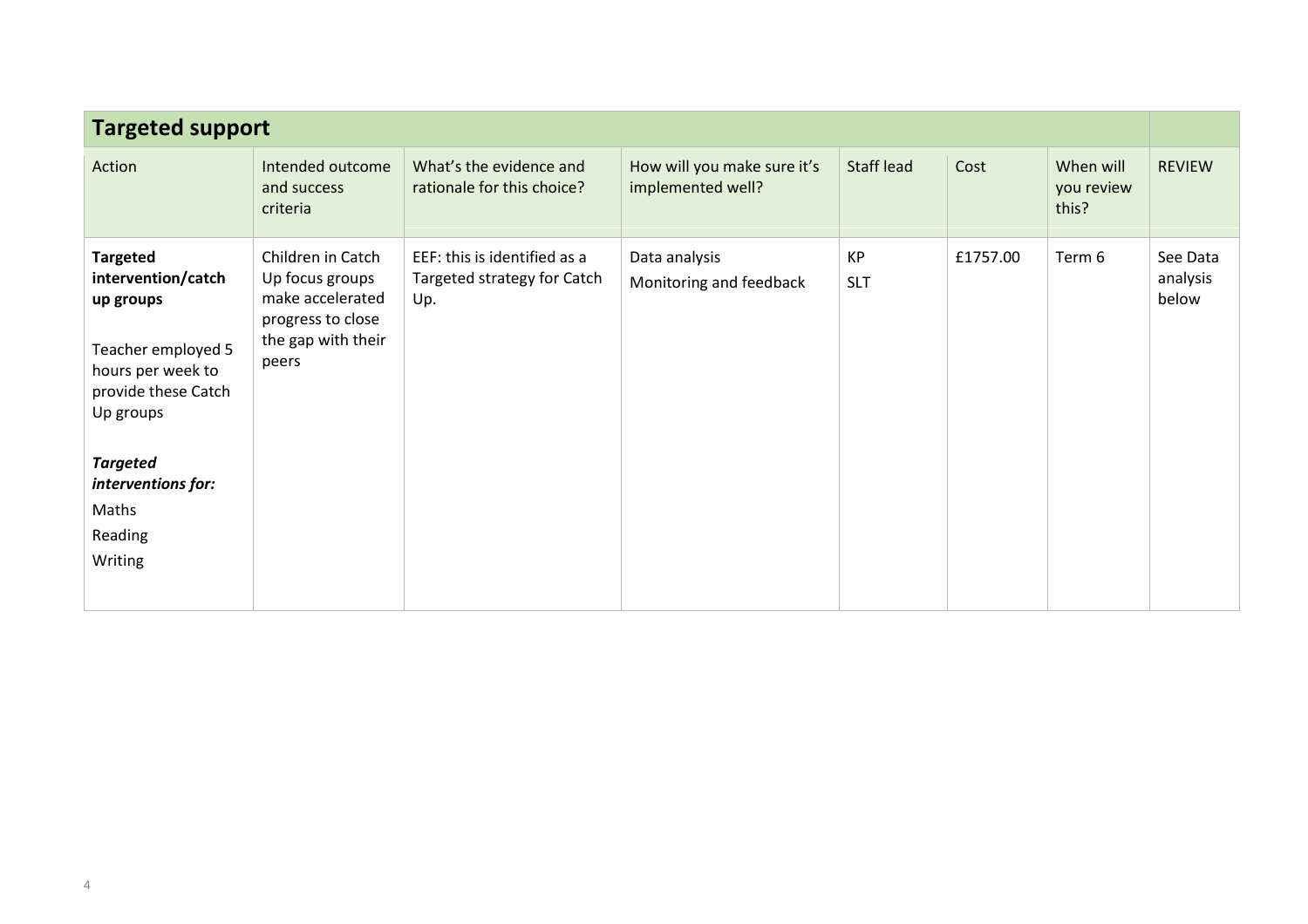## Targeted support

| Action | Intended outcome and success criteria | What's the evidence and rationale for this choice? | How will you make sure it's implemented well? | Staff lead | Cost | When will you review this? | REVIEW |
|---|---|---|---|---|---|---|---|
| **Targeted intervention/catch up groups**<br><br>Teacher employed 5 hours per week to provide these Catch Up groups<br><br>***Targeted interventions for:***<br>Maths<br>Reading<br>Writing | Children in Catch Up focus groups make accelerated progress to close the gap with their peers | EEF: this is identified as a Targeted strategy for Catch Up. | Data analysis<br>Monitoring and feedback | KP<br>SLT | £1757.00 | Term 6 | See Data analysis below |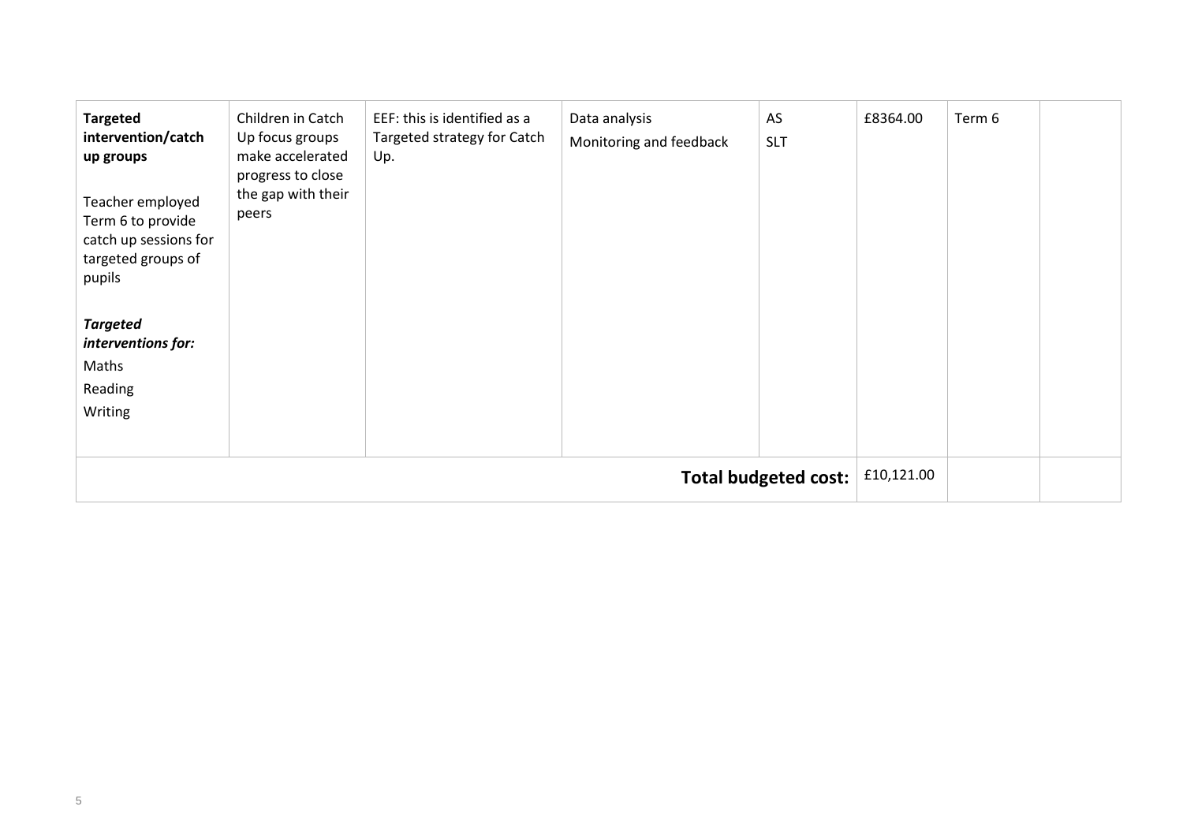| | | | | | | | |
|---|---|---|---|---|---|---|---|
| **Targeted intervention/catch up groups**<br><br>Teacher employed Term 6 to provide catch up sessions for targeted groups of pupils<br><br>***Targeted interventions for:***<br>Maths<br>Reading<br>Writing | Children in Catch Up focus groups make accelerated progress to close the gap with their peers | EEF: this is identified as a Targeted strategy for Catch Up. | Data analysis<br>Monitoring and feedback | AS<br>SLT | £8364.00 | Term 6 | |
| | | | | **Total budgeted cost:** | £10,121.00 | | |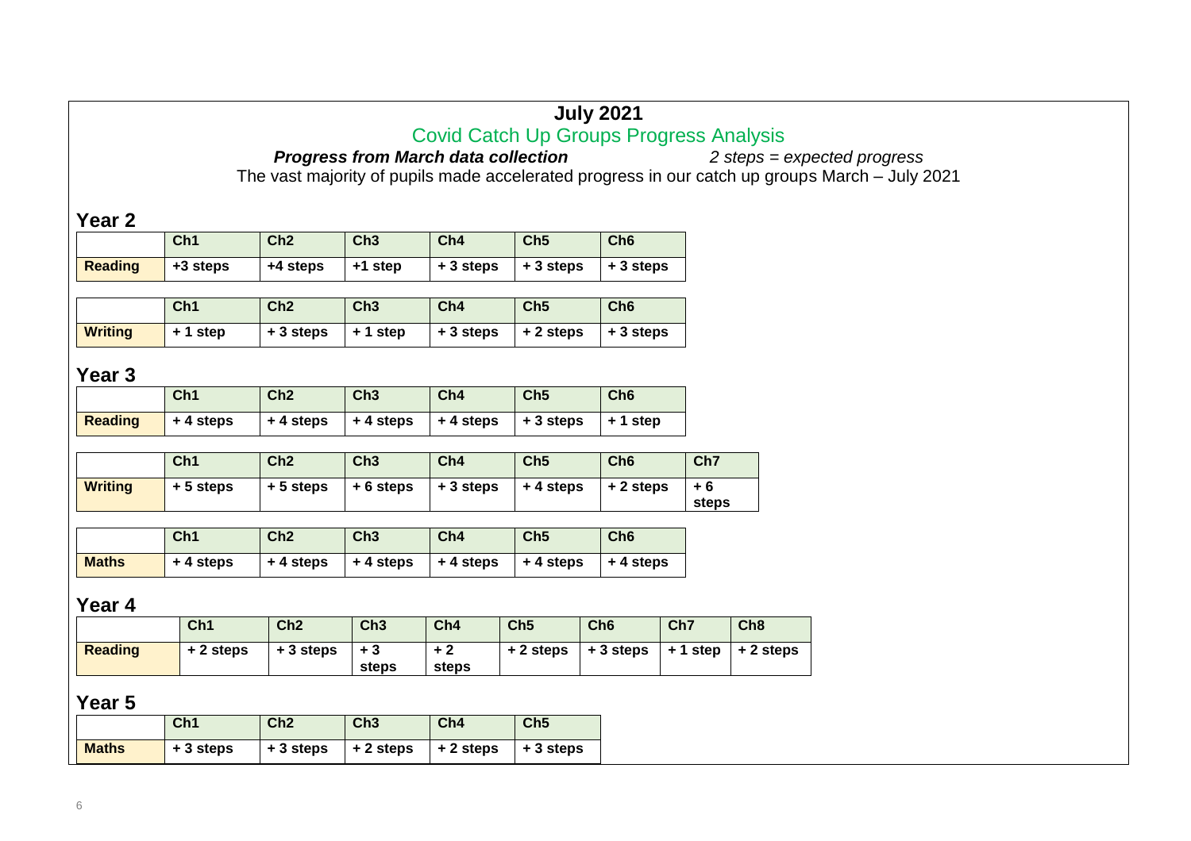# July 2021

## Covid Catch Up Groups Progress Analysis

***Progress from March data collection*** *2 steps = expected progress*

The vast majority of pupils made accelerated progress in our catch up groups March – July 2021

### Year 2

| | Ch1 | Ch2 | Ch3 | Ch4 | Ch5 | Ch6 |
|---|---|---|---|---|---|---|
| **Reading** | +3 steps | +4 steps | +1 step | + 3 steps | + 3 steps | + 3 steps |

| | Ch1 | Ch2 | Ch3 | Ch4 | Ch5 | Ch6 |
|---|---|---|---|---|---|---|
| **Writing** | + 1 step | + 3 steps | + 1 step | + 3 steps | + 2 steps | + 3 steps |

### Year 3

| | Ch1 | Ch2 | Ch3 | Ch4 | Ch5 | Ch6 |
|---|---|---|---|---|---|---|
| **Reading** | + 4 steps | + 4 steps | + 4 steps | + 4 steps | + 3 steps | + 1 step |

| | Ch1 | Ch2 | Ch3 | Ch4 | Ch5 | Ch6 | Ch7 |
|---|---|---|---|---|---|---|---|
| **Writing** | + 5 steps | + 5 steps | + 6 steps | + 3 steps | + 4 steps | + 2 steps | + 6 steps |

| | Ch1 | Ch2 | Ch3 | Ch4 | Ch5 | Ch6 |
|---|---|---|---|---|---|---|
| **Maths** | + 4 steps | + 4 steps | + 4 steps | + 4 steps | + 4 steps | + 4 steps |

### Year 4

| | Ch1 | Ch2 | Ch3 | Ch4 | Ch5 | Ch6 | Ch7 | Ch8 |
|---|---|---|---|---|---|---|---|---|
| **Reading** | + 2 steps | + 3 steps | + 3 steps | + 2 steps | + 2 steps | + 3 steps | + 1 step | + 2 steps |

### Year 5

| | Ch1 | Ch2 | Ch3 | Ch4 | Ch5 |
|---|---|---|---|---|---|
| **Maths** | + 3 steps | + 3 steps | + 2 steps | + 2 steps | + 3 steps |